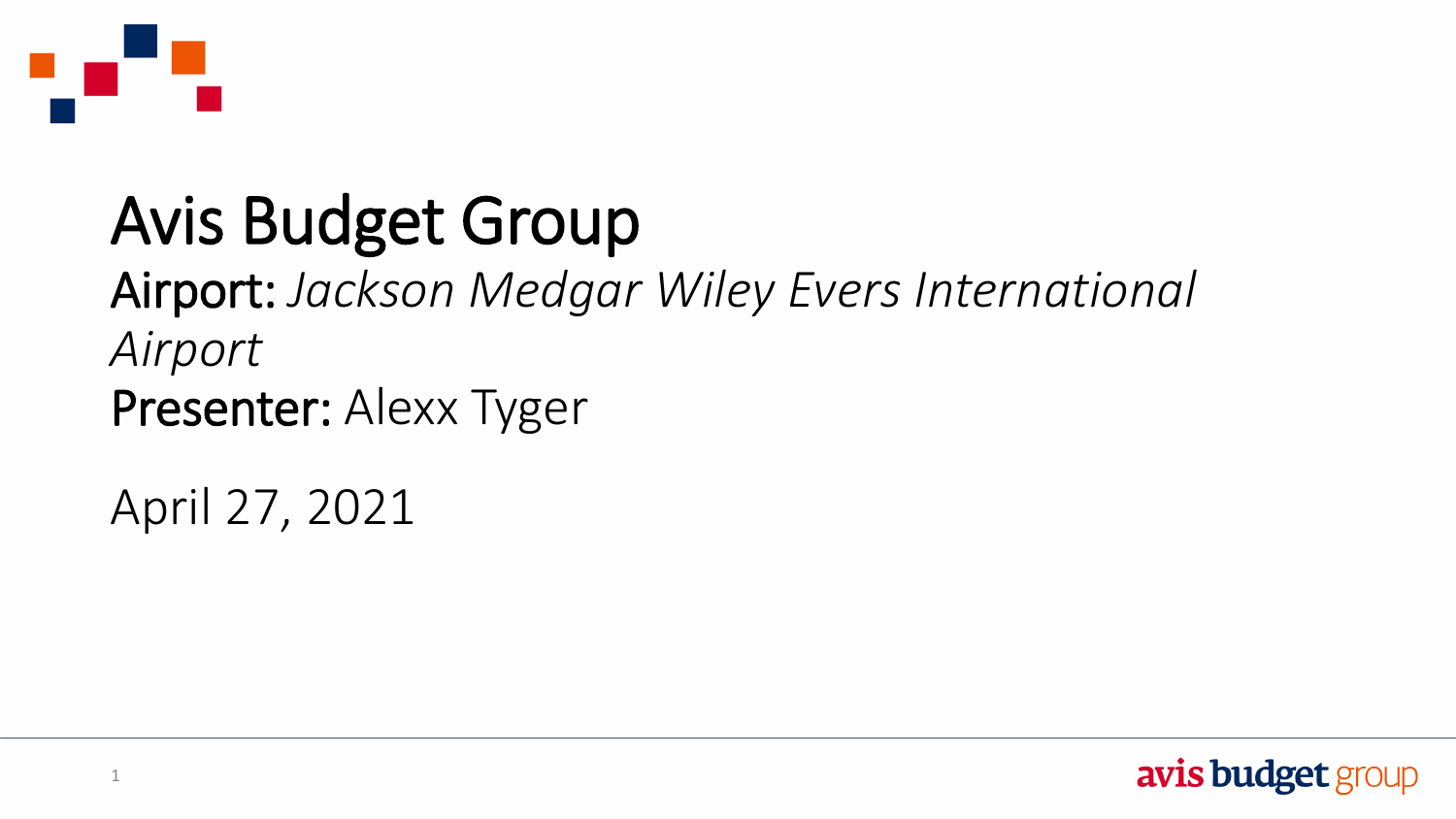# Avis Budget Group

**Airport:** *Jackson Medgar Wiley Evers International Airport*

**Presenter:** Alexx Tyger

April 27, 2021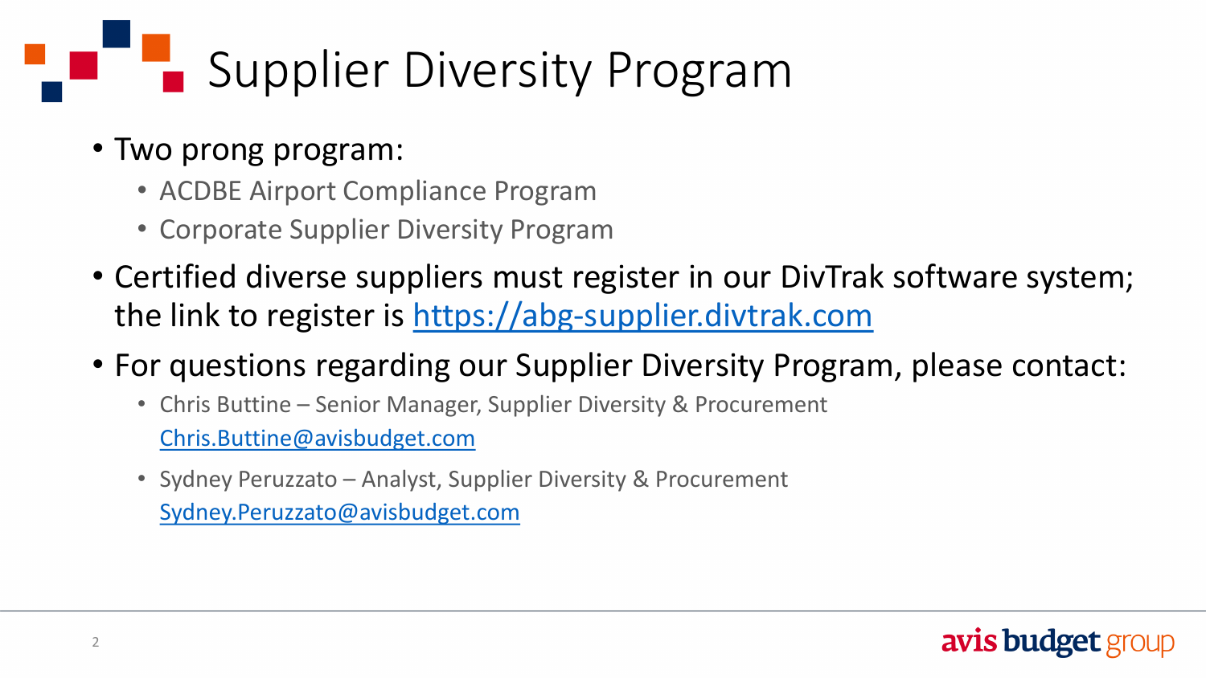# Supplier Diversity Program

- Two prong program:
  - ACDBE Airport Compliance Program
  - Corporate Supplier Diversity Program
- Certified diverse suppliers must register in our DivTrak software system; the link to register is https://abg-supplier.divtrak.com
- For questions regarding our Supplier Diversity Program, please contact:
  - Chris Buttine – Senior Manager, Supplier Diversity & Procurement
    Chris.Buttine@avisbudget.com
  - Sydney Peruzzato – Analyst, Supplier Diversity & Procurement
    Sydney.Peruzzato@avisbudget.com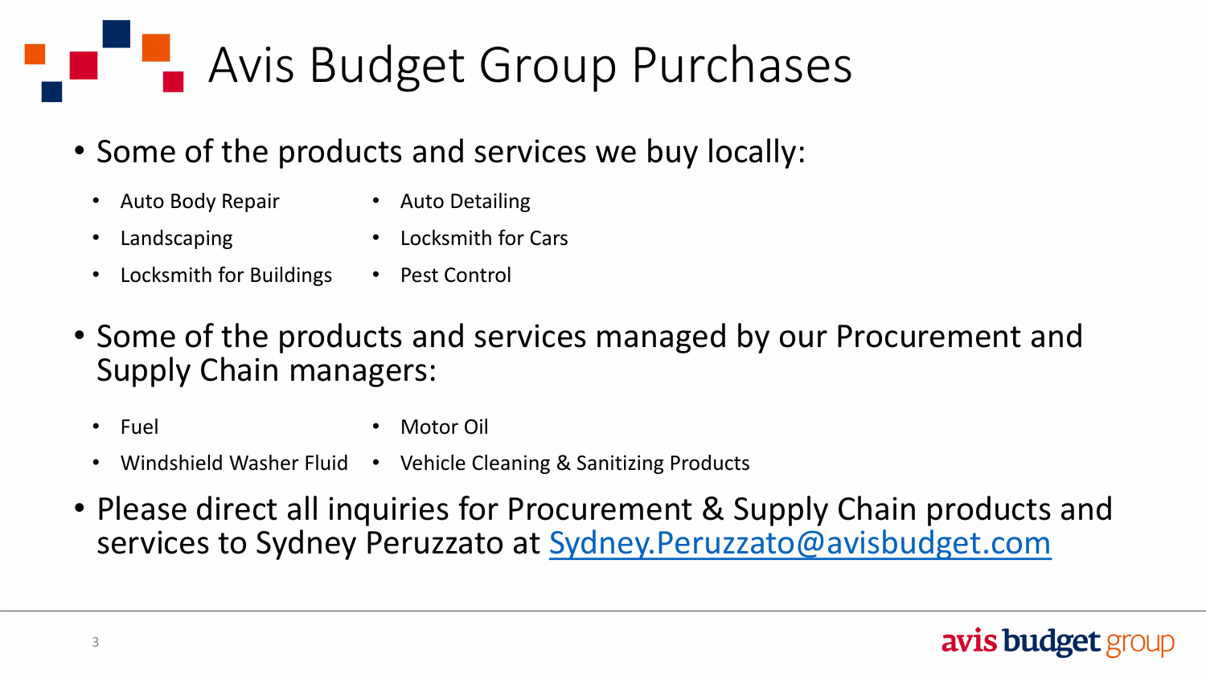# Avis Budget Group Purchases

- Some of the products and services we buy locally:
  - Auto Body Repair
  - Auto Detailing
  - Landscaping
  - Locksmith for Cars
  - Locksmith for Buildings
  - Pest Control
- Some of the products and services managed by our Procurement and Supply Chain managers:
  - Fuel
  - Motor Oil
  - Windshield Washer Fluid
  - Vehicle Cleaning & Sanitizing Products
- Please direct all inquiries for Procurement & Supply Chain products and services to Sydney Peruzzato at Sydney.Peruzzato@avisbudget.com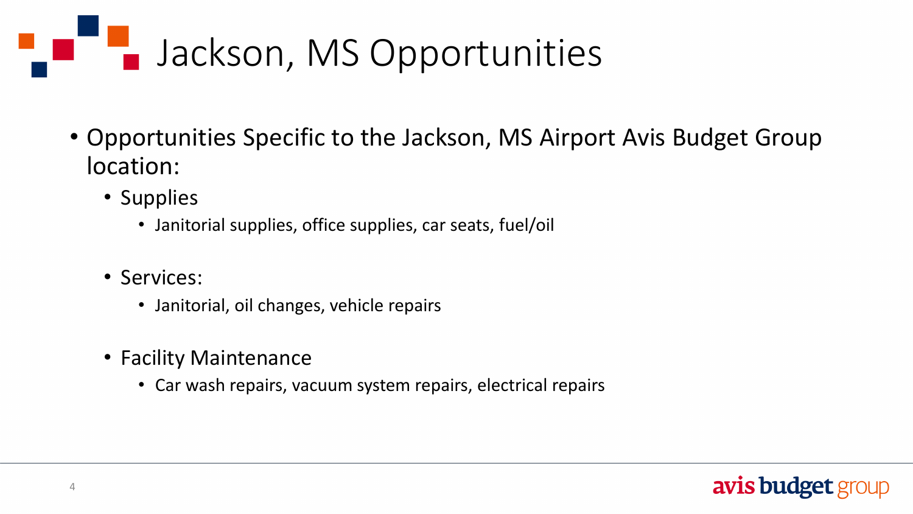# Jackson, MS Opportunities

- Opportunities Specific to the Jackson, MS Airport Avis Budget Group location:
  - Supplies
    - Janitorial supplies, office supplies, car seats, fuel/oil
  - Services:
    - Janitorial, oil changes, vehicle repairs
  - Facility Maintenance
    - Car wash repairs, vacuum system repairs, electrical repairs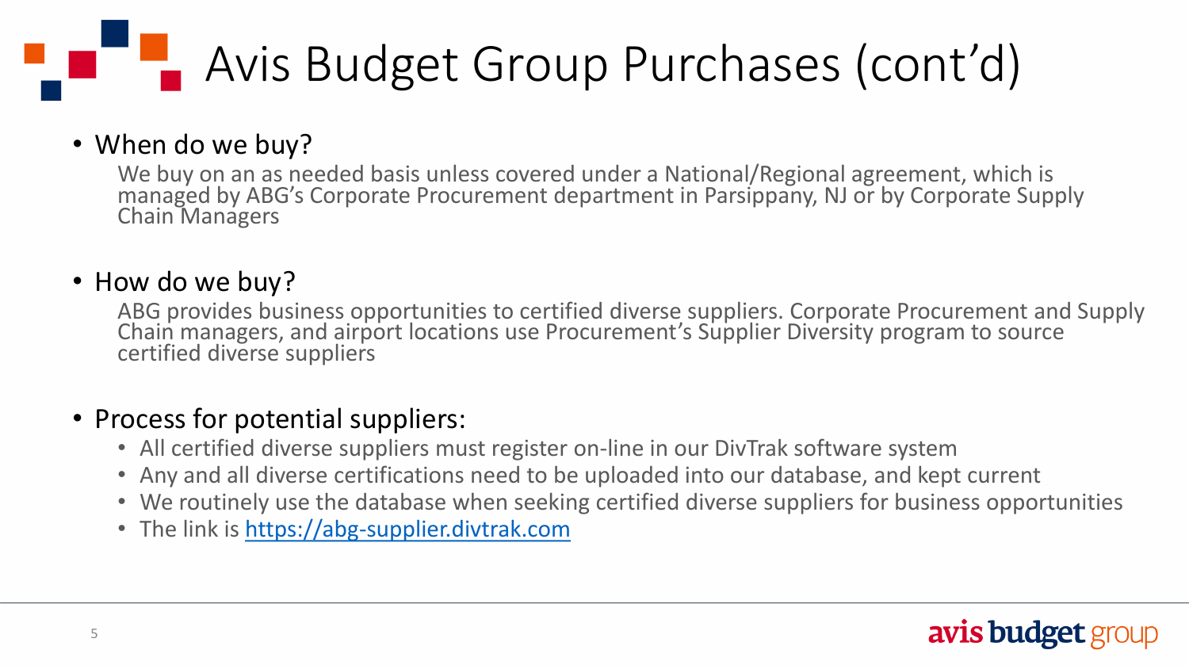# Avis Budget Group Purchases (cont'd)

- When do we buy?

  We buy on an as needed basis unless covered under a National/Regional agreement, which is managed by ABG's Corporate Procurement department in Parsippany, NJ or by Corporate Supply Chain Managers

- How do we buy?

  ABG provides business opportunities to certified diverse suppliers. Corporate Procurement and Supply Chain managers, and airport locations use Procurement's Supplier Diversity program to source certified diverse suppliers

- Process for potential suppliers:
  - All certified diverse suppliers must register on-line in our DivTrak software system
  - Any and all diverse certifications need to be uploaded into our database, and kept current
  - We routinely use the database when seeking certified diverse suppliers for business opportunities
  - The link is https://abg-supplier.divtrak.com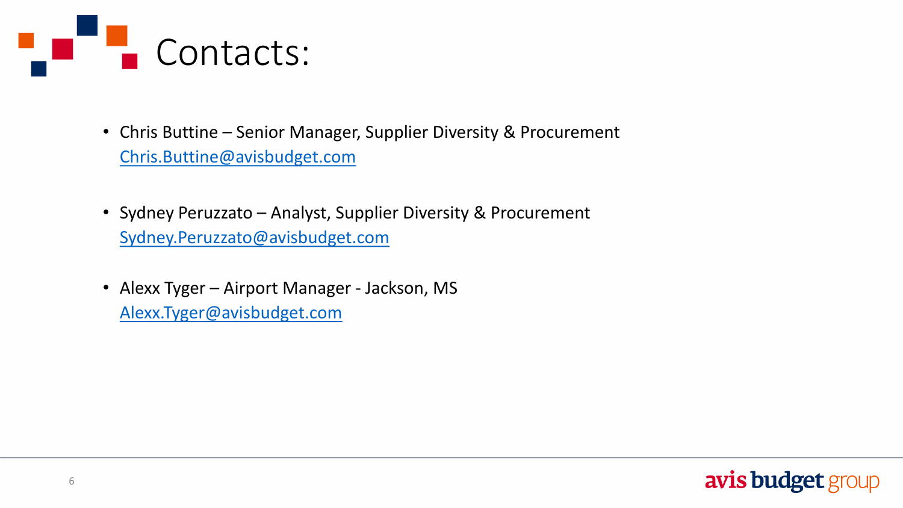# Contacts:

- Chris Buttine – Senior Manager, Supplier Diversity & Procurement
  Chris.Buttine@avisbudget.com

- Sydney Peruzzato – Analyst, Supplier Diversity & Procurement
  Sydney.Peruzzato@avisbudget.com

- Alexx Tyger – Airport Manager - Jackson, MS
  Alexx.Tyger@avisbudget.com